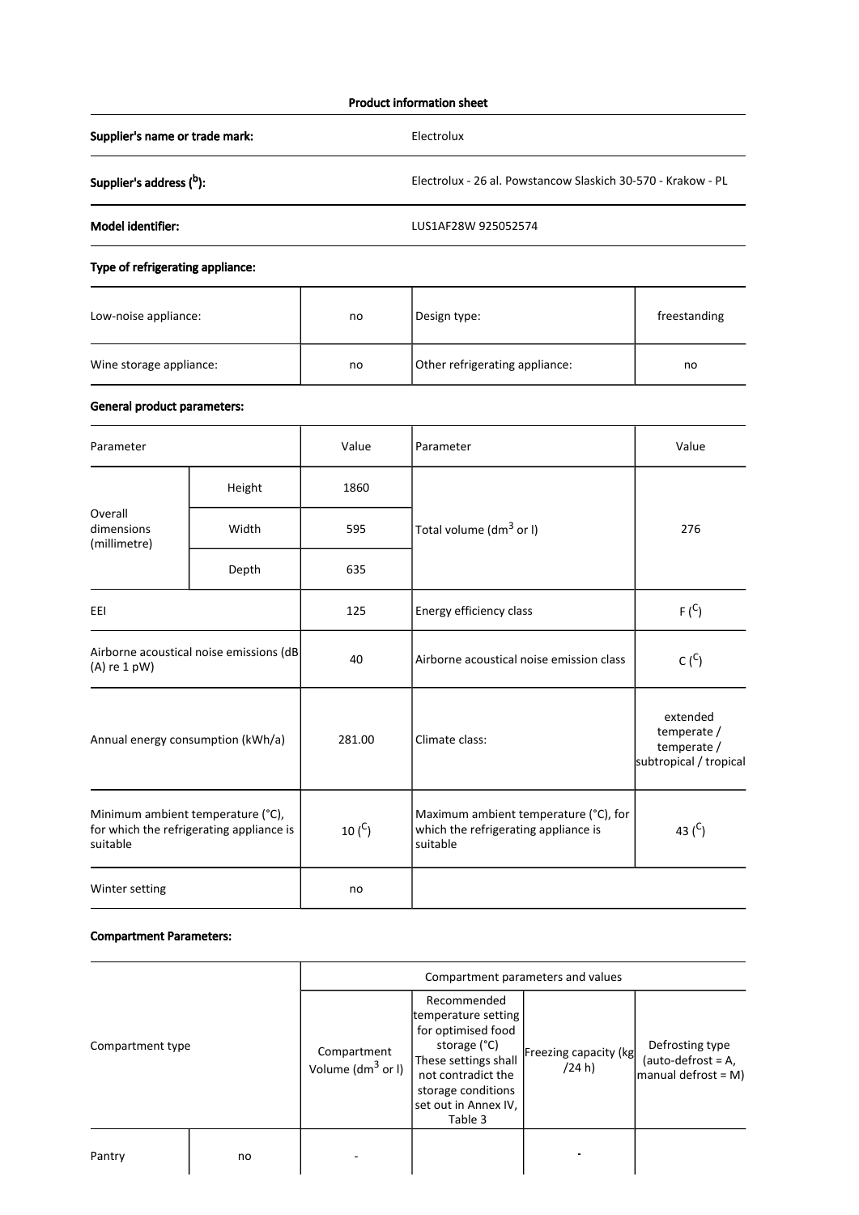## Product information sheet

| | |
|---|---|
| **Supplier's name or trade mark:** | Electrolux |
| **Supplier's address ([b]):** | Electrolux - 26 al. Powstancow Slaskich 30-570 - Krakow - PL |
| **Model identifier:** | LUS1AF28W 925052574 |

### Type of refrigerating appliance:

| | | | |
|---|---|---|---|
| Low-noise appliance: | no | Design type: | freestanding |
| Wine storage appliance: | no | Other refrigerating appliance: | no |

### General product parameters:

| Parameter | | Value | Parameter | Value |
|---|---|---|---|---|
| Overall dimensions (millimetre) | Height | 1860 | Total volume ($dm^3$ or l) | 276 |
| | Width | 595 | | |
| | Depth | 635 | | |
| EEI | | 125 | Energy efficiency class | F ([C]) |
| Airborne acoustical noise emissions (dB (A) re 1 pW) | | 40 | Airborne acoustical noise emission class | C ([C]) |
| Annual energy consumption (kWh/a) | | 281.00 | Climate class: | extended temperate / temperate / subtropical / tropical |
| Minimum ambient temperature (°C), for which the refrigerating appliance is suitable | | 10 ([C]) | Maximum ambient temperature (°C), for which the refrigerating appliance is suitable | 43 ([C]) |
| Winter setting | | no | | |

### Compartment Parameters:

| Compartment type | | Compartment parameters and values | | | |
|---|---|---|---|---|---|
| | | Compartment Volume ($dm^3$ or l) | Recommended temperature setting for optimised food storage (°C) These settings shall not contradict the storage conditions set out in Annex IV, Table 3 | Freezing capacity (kg /24 h) | Defrosting type (auto-defrost = A, manual defrost = M) |
| Pantry | no | - | | - | |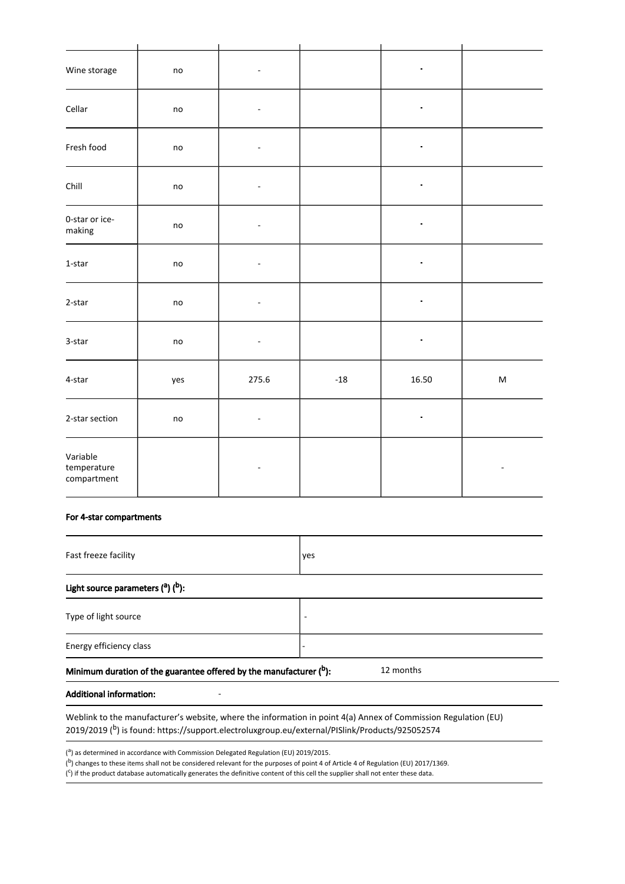| | | | | | |
|---|---|---|---|---|---|
| Wine storage | no | - | | - | |
| Cellar | no | - | | - | |
| Fresh food | no | - | | - | |
| Chill | no | - | | - | |
| 0-star or ice-making | no | - | | - | |
| 1-star | no | - | | - | |
| 2-star | no | - | | - | |
| 3-star | no | - | | - | |
| 4-star | yes | 275.6 | -18 | 16.50 | M |
| 2-star section | no | - | | - | |
| Variable temperature compartment | | - | | | - |

**For 4-star compartments**

| | |
|---|---|
| Fast freeze facility | yes |

**Light source parameters ([a]) ([b]):**

| | |
|---|---|
| Type of light source | - |
| Energy efficiency class | - |

**Minimum duration of the guarantee offered by the manufacturer ([b]):** 12 months

**Additional information:** -

Weblink to the manufacturer's website, where the information in point 4(a) Annex of Commission Regulation (EU) 2019/2019 ([b]) is found: https://support.electroluxgroup.eu/external/PISlink/Products/925052574

([a]) as determined in accordance with Commission Delegated Regulation (EU) 2019/2015.
([b]) changes to these items shall not be considered relevant for the purposes of point 4 of Article 4 of Regulation (EU) 2017/1369.
([c]) if the product database automatically generates the definitive content of this cell the supplier shall not enter these data.